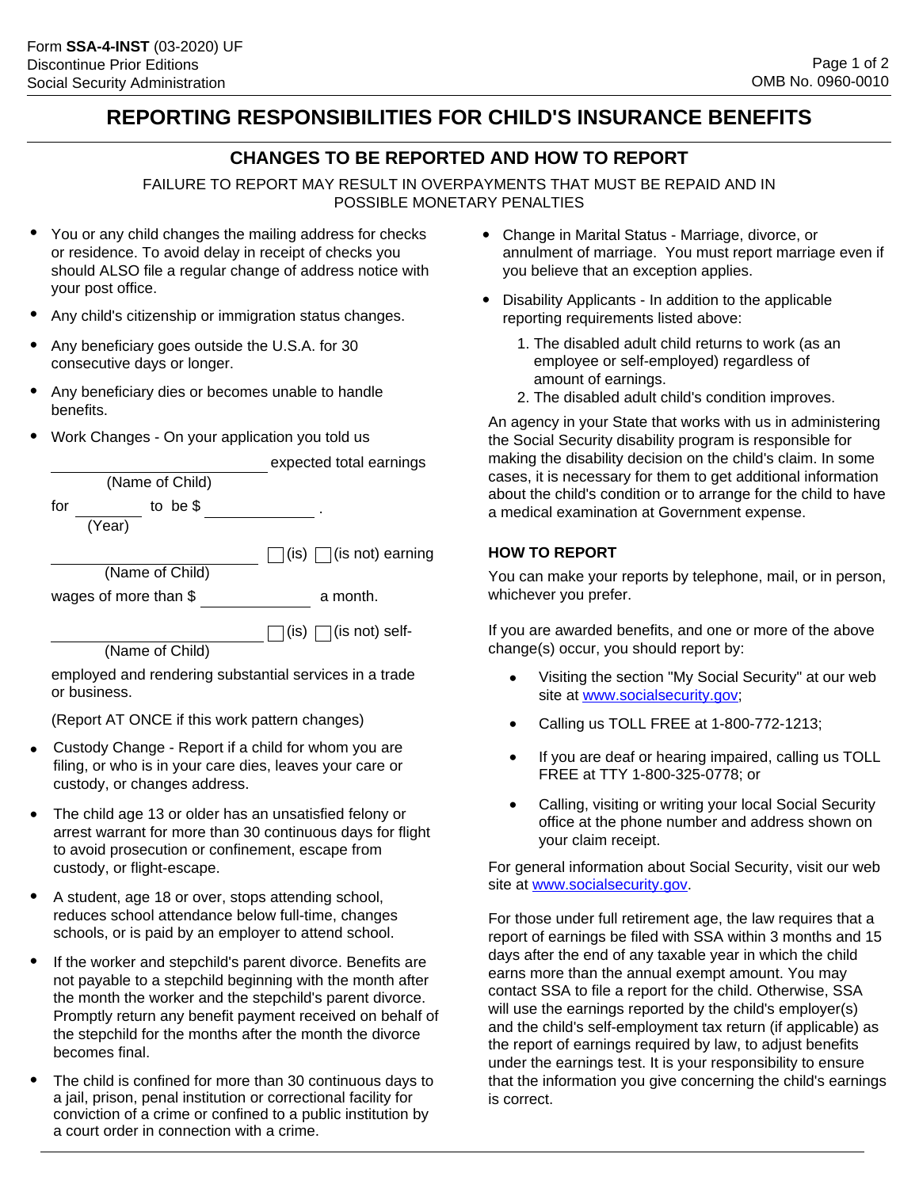Form **SSA-4-INST** (03-2020) UF
Discontinue Prior Editions
Social Security Administration

OMB No. 0960-0010

# REPORTING RESPONSIBILITIES FOR CHILD'S INSURANCE BENEFITS

## CHANGES TO BE REPORTED AND HOW TO REPORT

FAILURE TO REPORT MAY RESULT IN OVERPAYMENTS THAT MUST BE REPAID AND IN POSSIBLE MONETARY PENALTIES

- You or any child changes the mailing address for checks or residence. To avoid delay in receipt of checks you should ALSO file a regular change of address notice with your post office.
- Any child's citizenship or immigration status changes.
- Any beneficiary goes outside the U.S.A. for 30 consecutive days or longer.
- Any beneficiary dies or becomes unable to handle benefits.
- Work Changes - On your application you told us

  ____________________ expected total earnings
  (Name of Child)
  for ________ to be $ ____________ .
  (Year)

  ____________________ ☐ (is) ☐ (is not) earning
  (Name of Child)
  wages of more than $ ____________ a month.

  ____________________ ☐ (is) ☐ (is not) self-
  (Name of Child)
  employed and rendering substantial services in a trade or business.

  (Report AT ONCE if this work pattern changes)

- Custody Change - Report if a child for whom you are filing, or who is in your care dies, leaves your care or custody, or changes address.
- The child age 13 or older has an unsatisfied felony or arrest warrant for more than 30 continuous days for flight to avoid prosecution or confinement, escape from custody, or flight-escape.
- A student, age 18 or over, stops attending school, reduces school attendance below full-time, changes schools, or is paid by an employer to attend school.
- If the worker and stepchild's parent divorce. Benefits are not payable to a stepchild beginning with the month after the month the worker and the stepchild's parent divorce. Promptly return any benefit payment received on behalf of the stepchild for the months after the month the divorce becomes final.
- The child is confined for more than 30 continuous days to a jail, prison, penal institution or correctional facility for conviction of a crime or confined to a public institution by a court order in connection with a crime.
- Change in Marital Status - Marriage, divorce, or annulment of marriage. You must report marriage even if you believe that an exception applies.
- Disability Applicants - In addition to the applicable reporting requirements listed above:
  1. The disabled adult child returns to work (as an employee or self-employed) regardless of amount of earnings.
  2. The disabled adult child's condition improves.

An agency in your State that works with us in administering the Social Security disability program is responsible for making the disability decision on the child's claim. In some cases, it is necessary for them to get additional information about the child's condition or to arrange for the child to have a medical examination at Government expense.

### HOW TO REPORT

You can make your reports by telephone, mail, or in person, whichever you prefer.

If you are awarded benefits, and one or more of the above change(s) occur, you should report by:

- Visiting the section "My Social Security" at our web site at www.socialsecurity.gov;
- Calling us TOLL FREE at 1-800-772-1213;
- If you are deaf or hearing impaired, calling us TOLL FREE at TTY 1-800-325-0778; or
- Calling, visiting or writing your local Social Security office at the phone number and address shown on your claim receipt.

For general information about Social Security, visit our web site at www.socialsecurity.gov.

For those under full retirement age, the law requires that a report of earnings be filed with SSA within 3 months and 15 days after the end of any taxable year in which the child earns more than the annual exempt amount. You may contact SSA to file a report for the child. Otherwise, SSA will use the earnings reported by the child's employer(s) and the child's self-employment tax return (if applicable) as the report of earnings required by law, to adjust benefits under the earnings test. It is your responsibility to ensure that the information you give concerning the child's earnings is correct.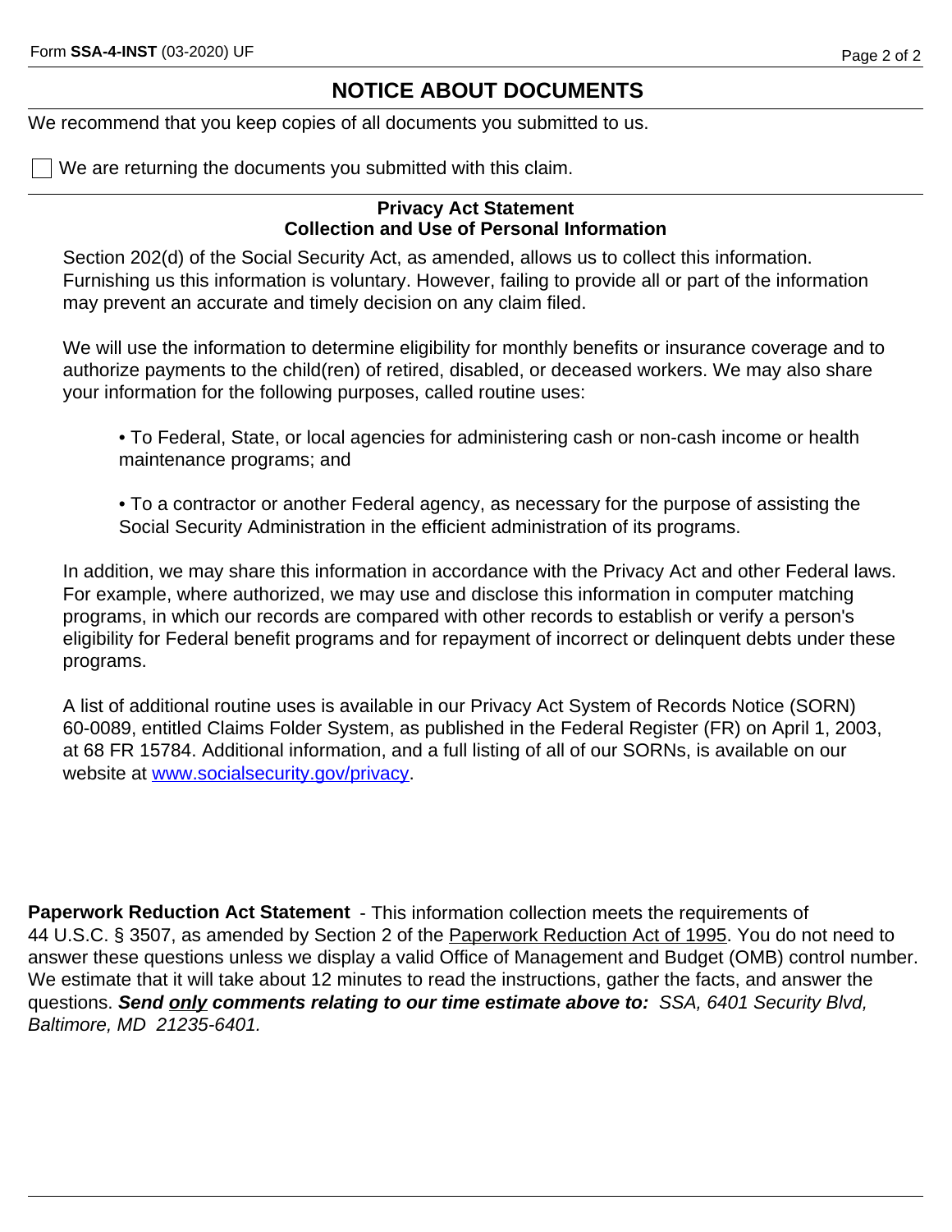## NOTICE ABOUT DOCUMENTS

We recommend that you keep copies of all documents you submitted to us.

☐ We are returning the documents you submitted with this claim.

### Privacy Act Statement
### Collection and Use of Personal Information

Section 202(d) of the Social Security Act, as amended, allows us to collect this information. Furnishing us this information is voluntary. However, failing to provide all or part of the information may prevent an accurate and timely decision on any claim filed.

We will use the information to determine eligibility for monthly benefits or insurance coverage and to authorize payments to the child(ren) of retired, disabled, or deceased workers. We may also share your information for the following purposes, called routine uses:

- To Federal, State, or local agencies for administering cash or non-cash income or health maintenance programs; and

- To a contractor or another Federal agency, as necessary for the purpose of assisting the Social Security Administration in the efficient administration of its programs.

In addition, we may share this information in accordance with the Privacy Act and other Federal laws. For example, where authorized, we may use and disclose this information in computer matching programs, in which our records are compared with other records to establish or verify a person's eligibility for Federal benefit programs and for repayment of incorrect or delinquent debts under these programs.

A list of additional routine uses is available in our Privacy Act System of Records Notice (SORN) 60-0089, entitled Claims Folder System, as published in the Federal Register (FR) on April 1, 2003, at 68 FR 15784. Additional information, and a full listing of all of our SORNs, is available on our website at www.socialsecurity.gov/privacy.

**Paperwork Reduction Act Statement** - This information collection meets the requirements of 44 U.S.C. § 3507, as amended by Section 2 of the Paperwork Reduction Act of 1995. You do not need to answer these questions unless we display a valid Office of Management and Budget (OMB) control number. We estimate that it will take about 12 minutes to read the instructions, gather the facts, and answer the questions. ***Send only comments relating to our time estimate above to:*** *SSA, 6401 Security Blvd, Baltimore, MD 21235-6401.*